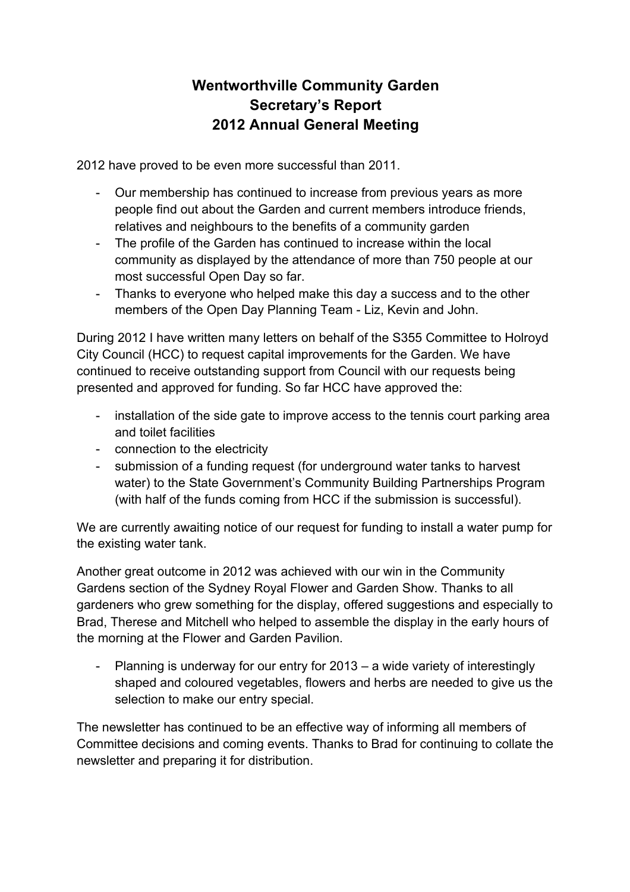# Wentworthville Community Garden
# Secretary's Report
# 2012 Annual General Meeting

2012 have proved to be even more successful than 2011.

- Our membership has continued to increase from previous years as more people find out about the Garden and current members introduce friends, relatives and neighbours to the benefits of a community garden
- The profile of the Garden has continued to increase within the local community as displayed by the attendance of more than 750 people at our most successful Open Day so far.
- Thanks to everyone who helped make this day a success and to the other members of the Open Day Planning Team - Liz, Kevin and John.

During 2012 I have written many letters on behalf of the S355 Committee to Holroyd City Council (HCC) to request capital improvements for the Garden. We have continued to receive outstanding support from Council with our requests being presented and approved for funding. So far HCC have approved the:

- installation of the side gate to improve access to the tennis court parking area and toilet facilities
- connection to the electricity
- submission of a funding request (for underground water tanks to harvest water) to the State Government's Community Building Partnerships Program (with half of the funds coming from HCC if the submission is successful).

We are currently awaiting notice of our request for funding to install a water pump for the existing water tank.

Another great outcome in 2012 was achieved with our win in the Community Gardens section of the Sydney Royal Flower and Garden Show. Thanks to all gardeners who grew something for the display, offered suggestions and especially to Brad, Therese and Mitchell who helped to assemble the display in the early hours of the morning at the Flower and Garden Pavilion.

- Planning is underway for our entry for 2013 – a wide variety of interestingly shaped and coloured vegetables, flowers and herbs are needed to give us the selection to make our entry special.

The newsletter has continued to be an effective way of informing all members of Committee decisions and coming events. Thanks to Brad for continuing to collate the newsletter and preparing it for distribution.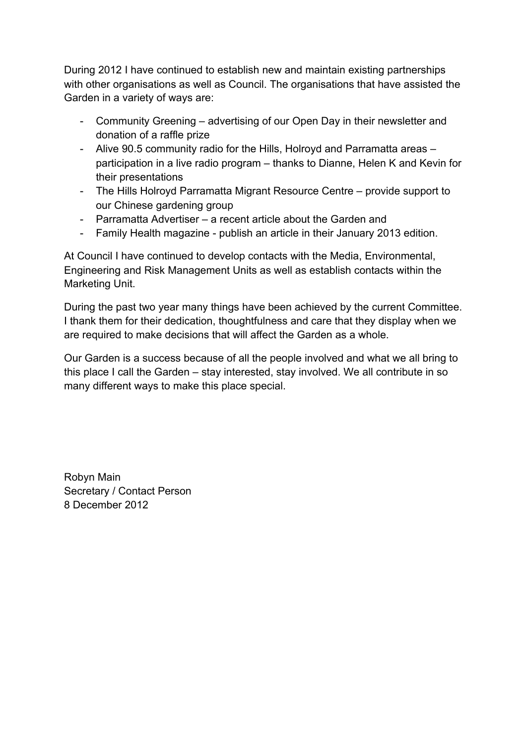During 2012 I have continued to establish new and maintain existing partnerships with other organisations as well as Council. The organisations that have assisted the Garden in a variety of ways are:

- Community Greening – advertising of our Open Day in their newsletter and donation of a raffle prize
- Alive 90.5 community radio for the Hills, Holroyd and Parramatta areas – participation in a live radio program – thanks to Dianne, Helen K and Kevin for their presentations
- The Hills Holroyd Parramatta Migrant Resource Centre – provide support to our Chinese gardening group
- Parramatta Advertiser – a recent article about the Garden and
- Family Health magazine - publish an article in their January 2013 edition.

At Council I have continued to develop contacts with the Media, Environmental, Engineering and Risk Management Units as well as establish contacts within the Marketing Unit.

During the past two year many things have been achieved by the current Committee. I thank them for their dedication, thoughtfulness and care that they display when we are required to make decisions that will affect the Garden as a whole.

Our Garden is a success because of all the people involved and what we all bring to this place I call the Garden – stay interested, stay involved. We all contribute in so many different ways to make this place special.

Robyn Main
Secretary / Contact Person
8 December 2012